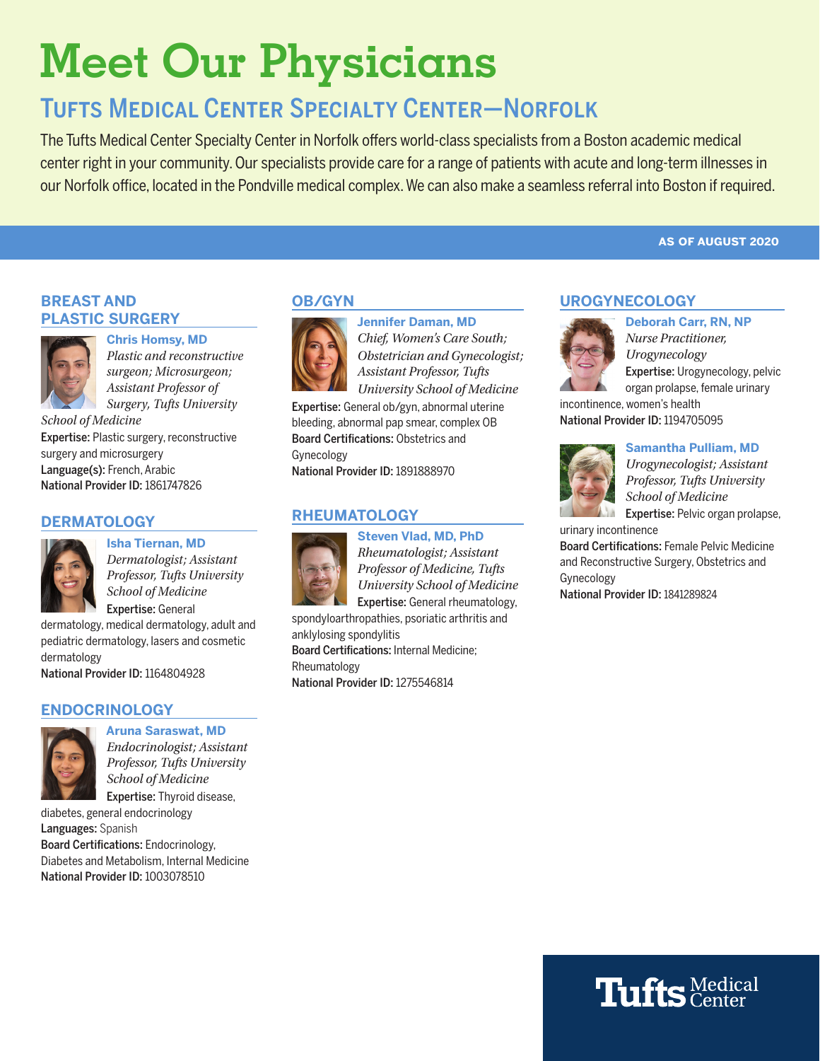# Meet Our Physicians

## Tufts Medical Center Specialty Center—Norfolk

The Tufts Medical Center Specialty Center in Norfolk offers world-class specialists from a Boston academic medical center right in your community. Our specialists provide care for a range of patients with acute and long-term illnesses in our Norfolk office, located in the Pondville medical complex. We can also make a seamless referral into Boston if required.

**AS OF AUGUST 2020**

### BREAST AND PLASTIC SURGERY

**Chris Homsy, MD**
*Plastic and reconstructive surgeon; Microsurgeon; Assistant Professor of Surgery, Tufts University School of Medicine*
**Expertise:** Plastic surgery, reconstructive surgery and microsurgery
**Language(s):** French, Arabic
**National Provider ID:** 1861747826

### DERMATOLOGY

**Isha Tiernan, MD**
*Dermatologist; Assistant Professor, Tufts University School of Medicine*
**Expertise:** General dermatology, medical dermatology, adult and pediatric dermatology, lasers and cosmetic dermatology
**National Provider ID:** 1164804928

### ENDOCRINOLOGY

**Aruna Saraswat, MD**
*Endocrinologist; Assistant Professor, Tufts University School of Medicine*
**Expertise:** Thyroid disease, diabetes, general endocrinology
**Languages:** Spanish
**Board Certifications:** Endocrinology, Diabetes and Metabolism, Internal Medicine
**National Provider ID:** 1003078510

### OB/GYN

**Jennifer Daman, MD**
*Chief, Women's Care South; Obstetrician and Gynecologist; Assistant Professor, Tufts University School of Medicine*
**Expertise:** General ob/gyn, abnormal uterine bleeding, abnormal pap smear, complex OB
**Board Certifications:** Obstetrics and Gynecology
**National Provider ID:** 1891888970

### RHEUMATOLOGY

**Steven Vlad, MD, PhD**
*Rheumatologist; Assistant Professor of Medicine, Tufts University School of Medicine*
**Expertise:** General rheumatology, spondyloarthropathies, psoriatic arthritis and anklylosing spondylitis
**Board Certifications:** Internal Medicine; Rheumatology
**National Provider ID:** 1275546814

### UROGYNECOLOGY

**Deborah Carr, RN, NP**
*Nurse Practitioner, Urogynecology*
**Expertise:** Urogynecology, pelvic organ prolapse, female urinary incontinence, women's health
**National Provider ID:** 1194705095

**Samantha Pulliam, MD**
*Urogynecologist; Assistant Professor, Tufts University School of Medicine*
**Expertise:** Pelvic organ prolapse, urinary incontinence
**Board Certifications:** Female Pelvic Medicine and Reconstructive Surgery, Obstetrics and Gynecology
**National Provider ID:** 1841289824

Tufts Medical Center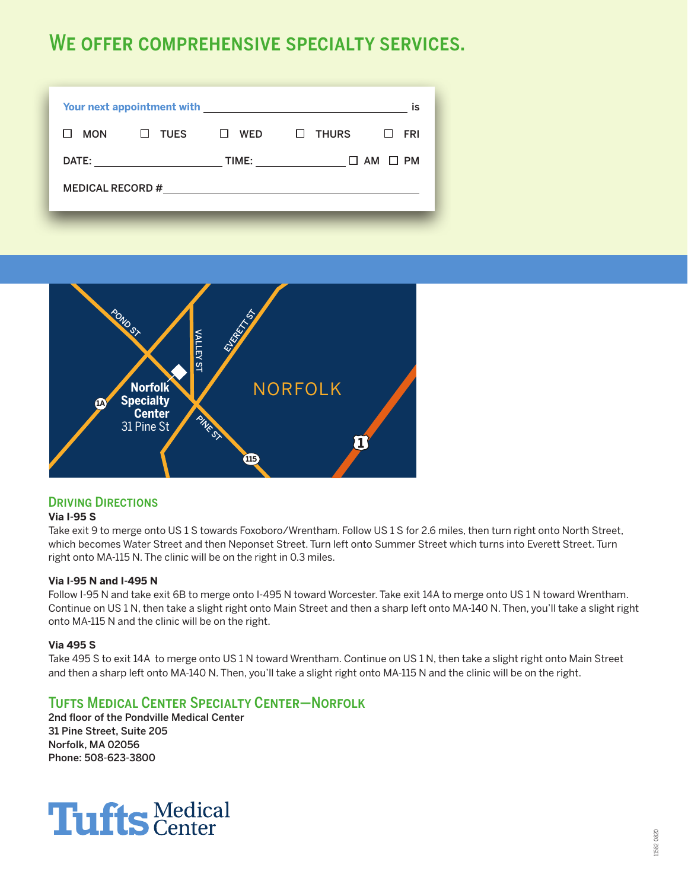# We offer comprehensive specialty services.

Your next appointment with ______________________________ is

☐ MON ☐ TUES ☐ WED ☐ THURS ☐ FRI

DATE: ____________________ TIME: ______________ ☐ AM ☐ PM

MEDICAL RECORD # ________________________________________

POND ST
VALLEY ST
EVERETT ST
NORFOLK
Norfolk Specialty Center
31 Pine St
1A
PINE ST
115
1

## Driving Directions

**Via I-95 S**

Take exit 9 to merge onto US 1 S towards Foxoboro/Wrentham. Follow US 1 S for 2.6 miles, then turn right onto North Street, which becomes Water Street and then Neponset Street. Turn left onto Summer Street which turns into Everett Street. Turn right onto MA-115 N. The clinic will be on the right in 0.3 miles.

**Via I-95 N and I-495 N**

Follow I-95 N and take exit 6B to merge onto I-495 N toward Worcester. Take exit 14A to merge onto US 1 N toward Wrentham. Continue on US 1 N, then take a slight right onto Main Street and then a sharp left onto MA-140 N. Then, you'll take a slight right onto MA-115 N and the clinic will be on the right.

**Via 495 S**

Take 495 S to exit 14A to merge onto US 1 N toward Wrentham. Continue on US 1 N, then take a slight right onto Main Street and then a sharp left onto MA-140 N. Then, you'll take a slight right onto MA-115 N and the clinic will be on the right.

## Tufts Medical Center Specialty Center—Norfolk

**2nd floor of the Pondville Medical Center**
**31 Pine Street, Suite 205**
**Norfolk, MA 02056**
**Phone: 508-623-3800**

Tufts Medical Center

11582 0820